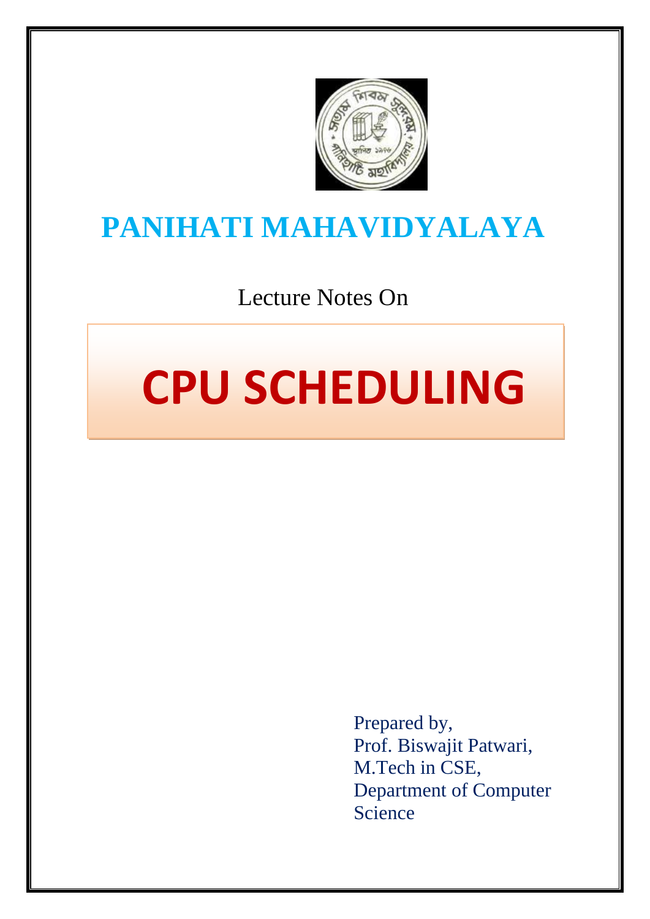# PANIHATI MAHAVIDYALAYA

Lecture Notes On

# CPU SCHEDULING

Prepared by,
Prof. Biswajit Patwari,
M.Tech in CSE,
Department of Computer Science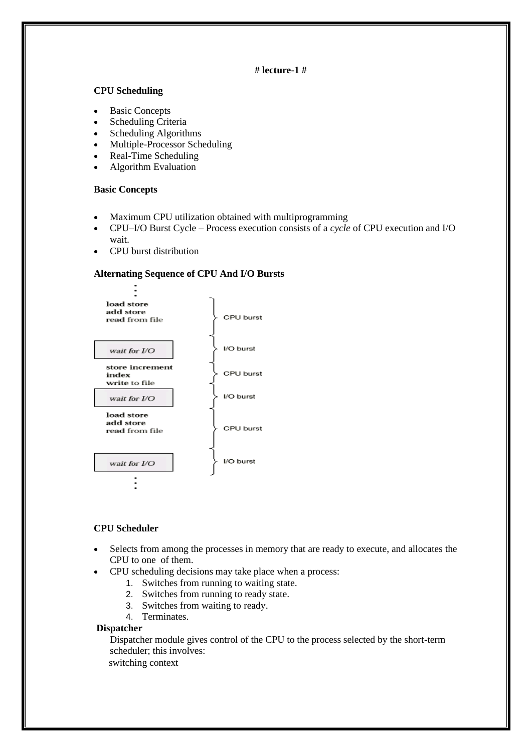# lecture-1 #

**CPU Scheduling**

- Basic Concepts
- Scheduling Criteria
- Scheduling Algorithms
- Multiple-Processor Scheduling
- Real-Time Scheduling
- Algorithm Evaluation

**Basic Concepts**

- Maximum CPU utilization obtained with multiprogramming
- CPU–I/O Burst Cycle – Process execution consists of a *cycle* of CPU execution and I/O wait.
- CPU burst distribution

**Alternating Sequence of CPU And I/O Bursts**

```
      ⋮
load store
add store          } CPU burst
read from file

wait for I/O       } I/O burst

store increment
index              } CPU burst
write to file

wait for I/O       } I/O burst

load store
add store          } CPU burst
read from file

wait for I/O       } I/O burst
      ⋮
```

**CPU Scheduler**

- Selects from among the processes in memory that are ready to execute, and allocates the CPU to one of them.
- CPU scheduling decisions may take place when a process:
  1. Switches from running to waiting state.
  2. Switches from running to ready state.
  3. Switches from waiting to ready.
  4. Terminates.

**Dispatcher**

Dispatcher module gives control of the CPU to the process selected by the short-term scheduler; this involves:

switching context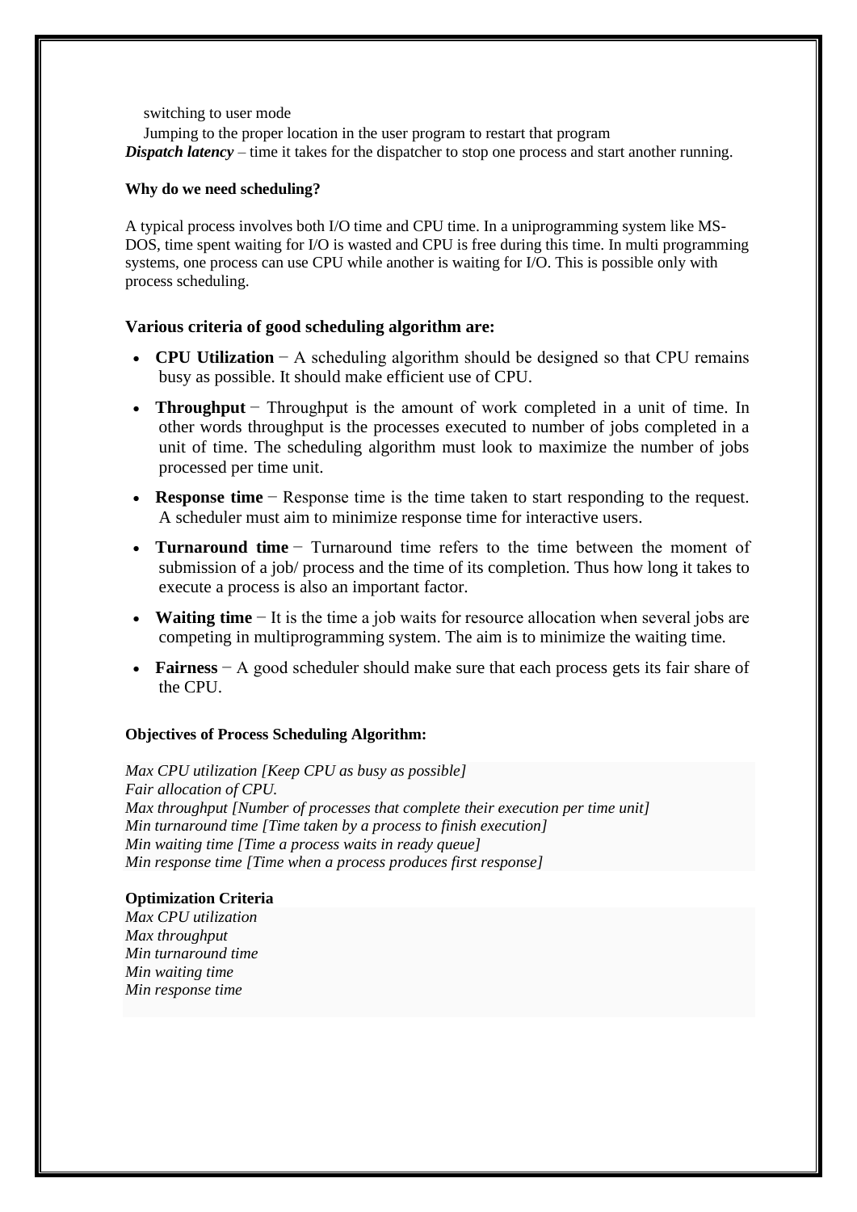switching to user mode

Jumping to the proper location in the user program to restart that program

***Dispatch latency*** – time it takes for the dispatcher to stop one process and start another running.

**Why do we need scheduling?**

A typical process involves both I/O time and CPU time. In a uniprogramming system like MS-DOS, time spent waiting for I/O is wasted and CPU is free during this time. In multi programming systems, one process can use CPU while another is waiting for I/O. This is possible only with process scheduling.

### Various criteria of good scheduling algorithm are:

- **CPU Utilization** − A scheduling algorithm should be designed so that CPU remains busy as possible. It should make efficient use of CPU.
- **Throughput** − Throughput is the amount of work completed in a unit of time. In other words throughput is the processes executed to number of jobs completed in a unit of time. The scheduling algorithm must look to maximize the number of jobs processed per time unit.
- **Response time** − Response time is the time taken to start responding to the request. A scheduler must aim to minimize response time for interactive users.
- **Turnaround time** − Turnaround time refers to the time between the moment of submission of a job/ process and the time of its completion. Thus how long it takes to execute a process is also an important factor.
- **Waiting time** − It is the time a job waits for resource allocation when several jobs are competing in multiprogramming system. The aim is to minimize the waiting time.
- **Fairness** − A good scheduler should make sure that each process gets its fair share of the CPU.

**Objectives of Process Scheduling Algorithm:**

*Max CPU utilization [Keep CPU as busy as possible]*
*Fair allocation of CPU.*
*Max throughput [Number of processes that complete their execution per time unit]*
*Min turnaround time [Time taken by a process to finish execution]*
*Min waiting time [Time a process waits in ready queue]*
*Min response time [Time when a process produces first response]*

**Optimization Criteria**

*Max CPU utilization*
*Max throughput*
*Min turnaround time*
*Min waiting time*
*Min response time*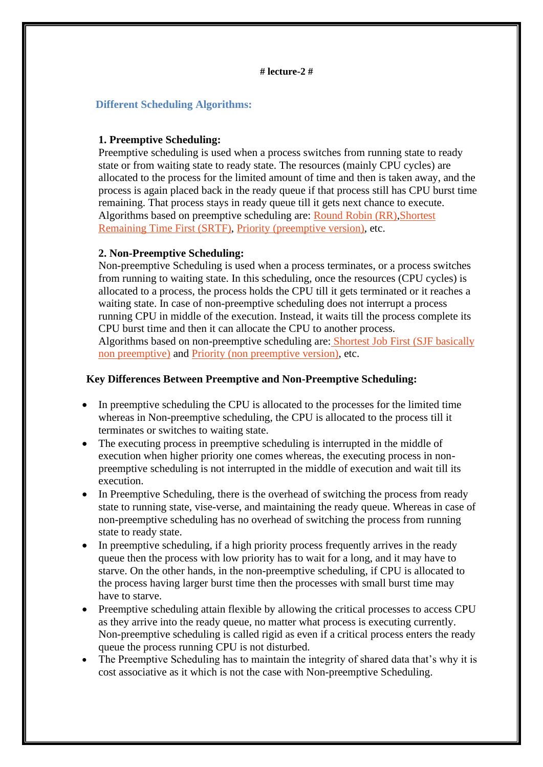# lecture-2 #

## Different Scheduling Algorithms:

**1. Preemptive Scheduling:**

Preemptive scheduling is used when a process switches from running state to ready state or from waiting state to ready state. The resources (mainly CPU cycles) are allocated to the process for the limited amount of time and then is taken away, and the process is again placed back in the ready queue if that process still has CPU burst time remaining. That process stays in ready queue till it gets next chance to execute. Algorithms based on preemptive scheduling are: Round Robin (RR),Shortest Remaining Time First (SRTF), Priority (preemptive version), etc.

**2. Non-Preemptive Scheduling:**

Non-preemptive Scheduling is used when a process terminates, or a process switches from running to waiting state. In this scheduling, once the resources (CPU cycles) is allocated to a process, the process holds the CPU till it gets terminated or it reaches a waiting state. In case of non-preemptive scheduling does not interrupt a process running CPU in middle of the execution. Instead, it waits till the process complete its CPU burst time and then it can allocate the CPU to another process.

Algorithms based on non-preemptive scheduling are: Shortest Job First (SJF basically non preemptive) and Priority (non preemptive version), etc.

**Key Differences Between Preemptive and Non-Preemptive Scheduling:**

- In preemptive scheduling the CPU is allocated to the processes for the limited time whereas in Non-preemptive scheduling, the CPU is allocated to the process till it terminates or switches to waiting state.
- The executing process in preemptive scheduling is interrupted in the middle of execution when higher priority one comes whereas, the executing process in non-preemptive scheduling is not interrupted in the middle of execution and wait till its execution.
- In Preemptive Scheduling, there is the overhead of switching the process from ready state to running state, vise-verse, and maintaining the ready queue. Whereas in case of non-preemptive scheduling has no overhead of switching the process from running state to ready state.
- In preemptive scheduling, if a high priority process frequently arrives in the ready queue then the process with low priority has to wait for a long, and it may have to starve. On the other hands, in the non-preemptive scheduling, if CPU is allocated to the process having larger burst time then the processes with small burst time may have to starve.
- Preemptive scheduling attain flexible by allowing the critical processes to access CPU as they arrive into the ready queue, no matter what process is executing currently. Non-preemptive scheduling is called rigid as even if a critical process enters the ready queue the process running CPU is not disturbed.
- The Preemptive Scheduling has to maintain the integrity of shared data that's why it is cost associative as it which is not the case with Non-preemptive Scheduling.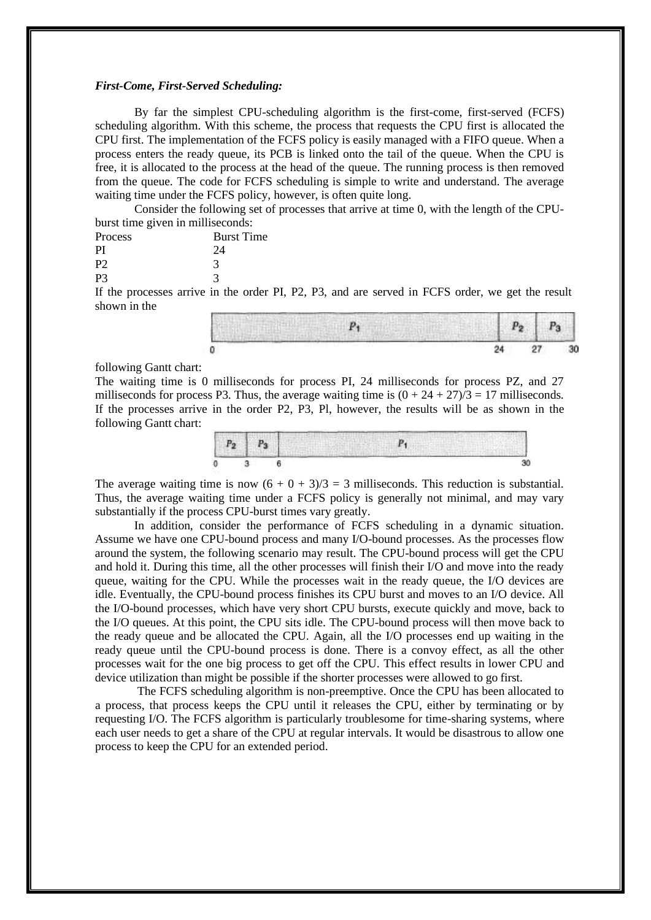***First-Come, First-Served Scheduling:***

By far the simplest CPU-scheduling algorithm is the first-come, first-served (FCFS) scheduling algorithm. With this scheme, the process that requests the CPU first is allocated the CPU first. The implementation of the FCFS policy is easily managed with a FIFO queue. When a process enters the ready queue, its PCB is linked onto the tail of the queue. When the CPU is free, it is allocated to the process at the head of the queue. The running process is then removed from the queue. The code for FCFS scheduling is simple to write and understand. The average waiting time under the FCFS policy, however, is often quite long.

Consider the following set of processes that arrive at time 0, with the length of the CPU-burst time given in milliseconds:

| Process | Burst Time |
| --- | --- |
| PI | 24 |
| P2 | 3 |
| P3 | 3 |

If the processes arrive in the order PI, P2, P3, and are served in FCFS order, we get the result shown in the following Gantt chart:

$P_1$ $P_2$ $P_3$

0 24 27 30

The waiting time is 0 milliseconds for process PI, 24 milliseconds for process PZ, and 27 milliseconds for process P3. Thus, the average waiting time is $(0 + 24 + 27)/3 = 17$ milliseconds. If the processes arrive in the order P2, P3, Pl, however, the results will be as shown in the following Gantt chart:

$P_2$ $P_3$ $P_1$

0 3 6 30

The average waiting time is now $(6 + 0 + 3)/3 = 3$ milliseconds. This reduction is substantial. Thus, the average waiting time under a FCFS policy is generally not minimal, and may vary substantially if the process CPU-burst times vary greatly.

In addition, consider the performance of FCFS scheduling in a dynamic situation. Assume we have one CPU-bound process and many I/O-bound processes. As the processes flow around the system, the following scenario may result. The CPU-bound process will get the CPU and hold it. During this time, all the other processes will finish their I/O and move into the ready queue, waiting for the CPU. While the processes wait in the ready queue, the I/O devices are idle. Eventually, the CPU-bound process finishes its CPU burst and moves to an I/O device. All the I/O-bound processes, which have very short CPU bursts, execute quickly and move, back to the I/O queues. At this point, the CPU sits idle. The CPU-bound process will then move back to the ready queue and be allocated the CPU. Again, all the I/O processes end up waiting in the ready queue until the CPU-bound process is done. There is a convoy effect, as all the other processes wait for the one big process to get off the CPU. This effect results in lower CPU and device utilization than might be possible if the shorter processes were allowed to go first.

The FCFS scheduling algorithm is non-preemptive. Once the CPU has been allocated to a process, that process keeps the CPU until it releases the CPU, either by terminating or by requesting I/O. The FCFS algorithm is particularly troublesome for time-sharing systems, where each user needs to get a share of the CPU at regular intervals. It would be disastrous to allow one process to keep the CPU for an extended period.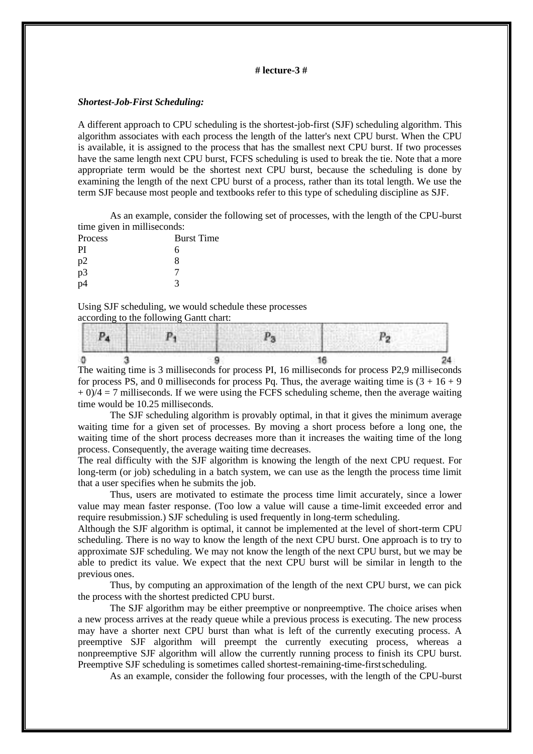**# lecture-3 #**

***Shortest-Job-First Scheduling:***

A different approach to CPU scheduling is the shortest-job-first (SJF) scheduling algorithm. This algorithm associates with each process the length of the latter's next CPU burst. When the CPU is available, it is assigned to the process that has the smallest next CPU burst. If two processes have the same length next CPU burst, FCFS scheduling is used to break the tie. Note that a more appropriate term would be the shortest next CPU burst, because the scheduling is done by examining the length of the next CPU burst of a process, rather than its total length. We use the term SJF because most people and textbooks refer to this type of scheduling discipline as SJF.

As an example, consider the following set of processes, with the length of the CPU-burst time given in milliseconds:

| Process | Burst Time |
|---|---|
| PI | 6 |
| p2 | 8 |
| p3 | 7 |
| p4 | 3 |

Using SJF scheduling, we would schedule these processes according to the following Gantt chart:

$P_4$ $P_1$ $P_3$ $P_2$

0 3 9 16 24

The waiting time is 3 milliseconds for process PI, 16 milliseconds for process P2,9 milliseconds for process PS, and 0 milliseconds for process Pq. Thus, the average waiting time is (3 + 16 + 9 + 0)/4 = 7 milliseconds. If we were using the FCFS scheduling scheme, then the average waiting time would be 10.25 milliseconds.

The SJF scheduling algorithm is provably optimal, in that it gives the minimum average waiting time for a given set of processes. By moving a short process before a long one, the waiting time of the short process decreases more than it increases the waiting time of the long process. Consequently, the average waiting time decreases.

The real difficulty with the SJF algorithm is knowing the length of the next CPU request. For long-term (or job) scheduling in a batch system, we can use as the length the process time limit that a user specifies when he submits the job.

Thus, users are motivated to estimate the process time limit accurately, since a lower value may mean faster response. (Too low a value will cause a time-limit exceeded error and require resubmission.) SJF scheduling is used frequently in long-term scheduling.

Although the SJF algorithm is optimal, it cannot be implemented at the level of short-term CPU scheduling. There is no way to know the length of the next CPU burst. One approach is to try to approximate SJF scheduling. We may not know the length of the next CPU burst, but we may be able to predict its value. We expect that the next CPU burst will be similar in length to the previous ones.

Thus, by computing an approximation of the length of the next CPU burst, we can pick the process with the shortest predicted CPU burst.

The SJF algorithm may be either preemptive or nonpreemptive. The choice arises when a new process arrives at the ready queue while a previous process is executing. The new process may have a shorter next CPU burst than what is left of the currently executing process. A preemptive SJF algorithm will preempt the currently executing process, whereas a nonpreemptive SJF algorithm will allow the currently running process to finish its CPU burst. Preemptive SJF scheduling is sometimes called shortest-remaining-time-firstscheduling.

As an example, consider the following four processes, with the length of the CPU-burst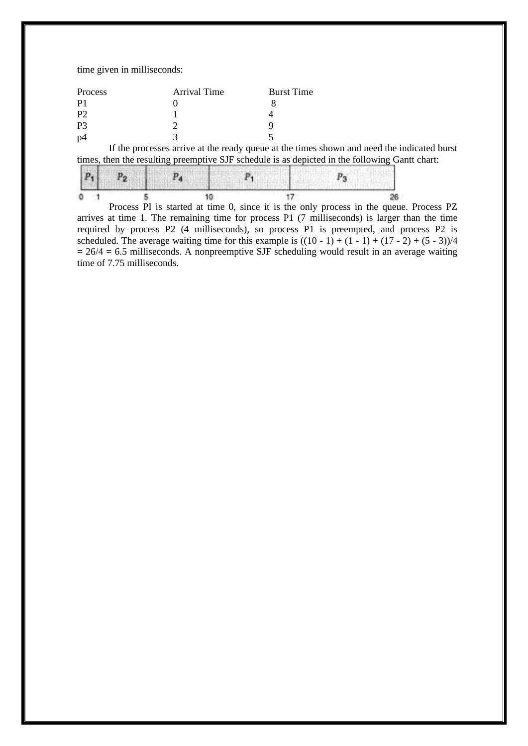time given in milliseconds:

| Process | Arrival Time | Burst Time |
|---|---|---|
| P1 | 0 | 8 |
| P2 | 1 | 4 |
| P3 | 2 | 9 |
| p4 | 3 | 5 |

If the processes arrive at the ready queue at the times shown and need the indicated burst times, then the resulting preemptive SJF schedule is as depicted in the following Gantt chart:

| $P_1$ | $P_2$ | $P_4$ | $P_1$ | $P_3$ |
|---|---|---|---|---|
| 0 – 1 | 1 – 5 | 5 – 10 | 10 – 17 | 17 – 26 |

Process PI is started at time 0, since it is the only process in the queue. Process PZ arrives at time 1. The remaining time for process P1 (7 milliseconds) is larger than the time required by process P2 (4 milliseconds), so process P1 is preempted, and process P2 is scheduled. The average waiting time for this example is ((10 - 1) + (1 - 1) + (17 - 2) + (5 - 3))/4 = 26/4 = 6.5 milliseconds. A nonpreemptive SJF scheduling would result in an average waiting time of 7.75 milliseconds.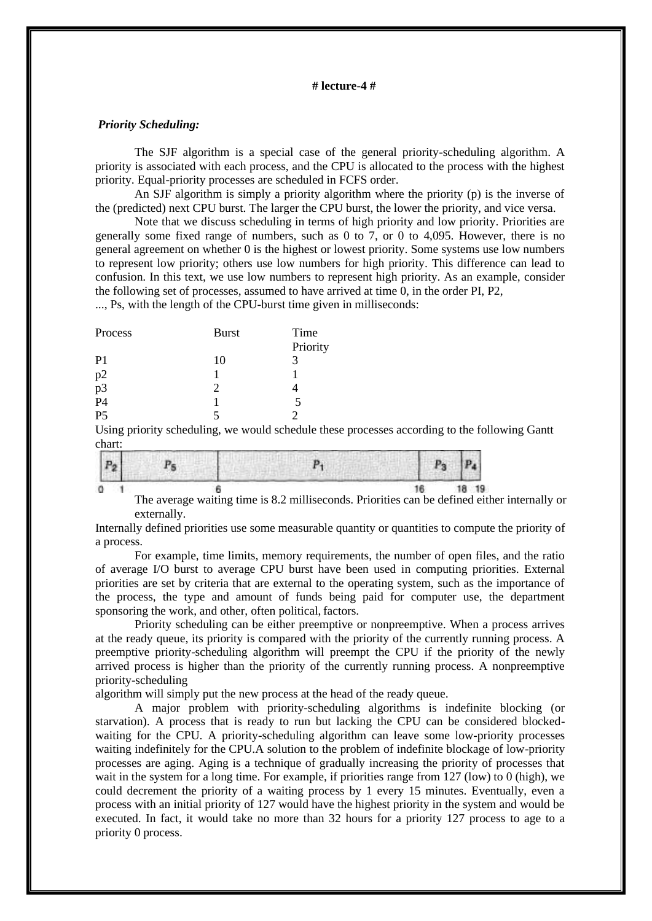# lecture-4 #

***Priority Scheduling:***

The SJF algorithm is a special case of the general priority-scheduling algorithm. A priority is associated with each process, and the CPU is allocated to the process with the highest priority. Equal-priority processes are scheduled in FCFS order.

An SJF algorithm is simply a priority algorithm where the priority (p) is the inverse of the (predicted) next CPU burst. The larger the CPU burst, the lower the priority, and vice versa.

Note that we discuss scheduling in terms of high priority and low priority. Priorities are generally some fixed range of numbers, such as 0 to 7, or 0 to 4,095. However, there is no general agreement on whether 0 is the highest or lowest priority. Some systems use low numbers to represent low priority; others use low numbers for high priority. This difference can lead to confusion. In this text, we use low numbers to represent high priority. As an example, consider the following set of processes, assumed to have arrived at time 0, in the order PI, P2, ..., Ps, with the length of the CPU-burst time given in milliseconds:

| Process | Burst | Time Priority |
|---|---|---|
| P1 | 10 | 3 |
| p2 | 1 | 1 |
| p3 | 2 | 4 |
| P4 | 1 | 5 |
| P5 | 5 | 2 |

Using priority scheduling, we would schedule these processes according to the following Gantt chart:

| $P_2$ | $P_5$ | $P_1$ | $P_3$ | $P_4$ |
|---|---|---|---|---|
| 0–1 | 1–6 | 6–16 | 16–18 | 18–19 |

The average waiting time is 8.2 milliseconds. Priorities can be defined either internally or externally.

Internally defined priorities use some measurable quantity or quantities to compute the priority of a process.

For example, time limits, memory requirements, the number of open files, and the ratio of average I/O burst to average CPU burst have been used in computing priorities. External priorities are set by criteria that are external to the operating system, such as the importance of the process, the type and amount of funds being paid for computer use, the department sponsoring the work, and other, often political, factors.

Priority scheduling can be either preemptive or nonpreemptive. When a process arrives at the ready queue, its priority is compared with the priority of the currently running process. A preemptive priority-scheduling algorithm will preempt the CPU if the priority of the newly arrived process is higher than the priority of the currently running process. A nonpreemptive priority-scheduling algorithm will simply put the new process at the head of the ready queue.

A major problem with priority-scheduling algorithms is indefinite blocking (or starvation). A process that is ready to run but lacking the CPU can be considered blocked-waiting for the CPU. A priority-scheduling algorithm can leave some low-priority processes waiting indefinitely for the CPU.A solution to the problem of indefinite blockage of low-priority processes are aging. Aging is a technique of gradually increasing the priority of processes that wait in the system for a long time. For example, if priorities range from 127 (low) to 0 (high), we could decrement the priority of a waiting process by 1 every 15 minutes. Eventually, even a process with an initial priority of 127 would have the highest priority in the system and would be executed. In fact, it would take no more than 32 hours for a priority 127 process to age to a priority 0 process.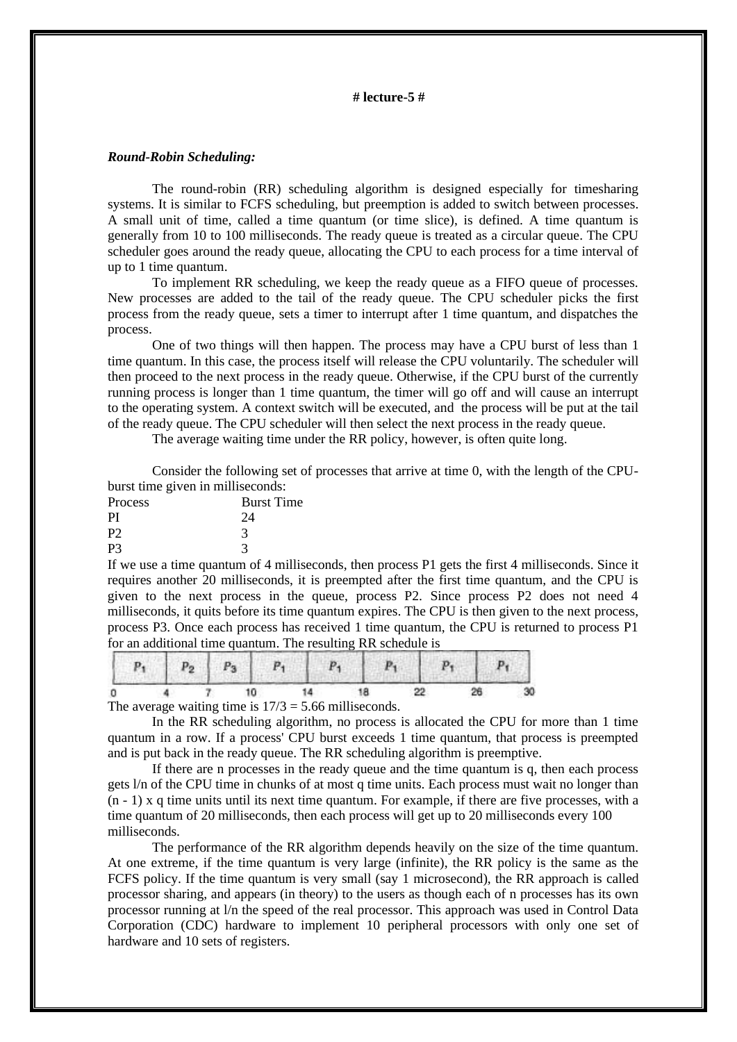# lecture-5

***Round-Robin Scheduling:***

The round-robin (RR) scheduling algorithm is designed especially for timesharing systems. It is similar to FCFS scheduling, but preemption is added to switch between processes. A small unit of time, called a time quantum (or time slice), is defined. A time quantum is generally from 10 to 100 milliseconds. The ready queue is treated as a circular queue. The CPU scheduler goes around the ready queue, allocating the CPU to each process for a time interval of up to 1 time quantum.

To implement RR scheduling, we keep the ready queue as a FIFO queue of processes. New processes are added to the tail of the ready queue. The CPU scheduler picks the first process from the ready queue, sets a timer to interrupt after 1 time quantum, and dispatches the process.

One of two things will then happen. The process may have a CPU burst of less than 1 time quantum. In this case, the process itself will release the CPU voluntarily. The scheduler will then proceed to the next process in the ready queue. Otherwise, if the CPU burst of the currently running process is longer than 1 time quantum, the timer will go off and will cause an interrupt to the operating system. A context switch will be executed, and the process will be put at the tail of the ready queue. The CPU scheduler will then select the next process in the ready queue.

The average waiting time under the RR policy, however, is often quite long.

Consider the following set of processes that arrive at time 0, with the length of the CPU-burst time given in milliseconds:

| Process | Burst Time |
|---|---|
| PI | 24 |
| P2 | 3 |
| P3 | 3 |

If we use a time quantum of 4 milliseconds, then process P1 gets the first 4 milliseconds. Since it requires another 20 milliseconds, it is preempted after the first time quantum, and the CPU is given to the next process in the queue, process P2. Since process P2 does not need 4 milliseconds, it quits before its time quantum expires. The CPU is then given to the next process, process P3. Once each process has received 1 time quantum, the CPU is returned to process P1 for an additional time quantum. The resulting RR schedule is

| $P_1$ | $P_2$ | $P_3$ | $P_1$ | $P_1$ | $P_1$ | $P_1$ | $P_1$ |
|---|---|---|---|---|---|---|---|
| 0–4 | 4–7 | 7–10 | 10–14 | 14–18 | 18–22 | 22–26 | 26–30 |

The average waiting time is 17/3 = 5.66 milliseconds.

In the RR scheduling algorithm, no process is allocated the CPU for more than 1 time quantum in a row. If a process' CPU burst exceeds 1 time quantum, that process is preempted and is put back in the ready queue. The RR scheduling algorithm is preemptive.

If there are n processes in the ready queue and the time quantum is q, then each process gets l/n of the CPU time in chunks of at most q time units. Each process must wait no longer than (n - 1) x q time units until its next time quantum. For example, if there are five processes, with a time quantum of 20 milliseconds, then each process will get up to 20 milliseconds every 100 milliseconds.

The performance of the RR algorithm depends heavily on the size of the time quantum. At one extreme, if the time quantum is very large (infinite), the RR policy is the same as the FCFS policy. If the time quantum is very small (say 1 microsecond), the RR approach is called processor sharing, and appears (in theory) to the users as though each of n processes has its own processor running at l/n the speed of the real processor. This approach was used in Control Data Corporation (CDC) hardware to implement 10 peripheral processors with only one set of hardware and 10 sets of registers.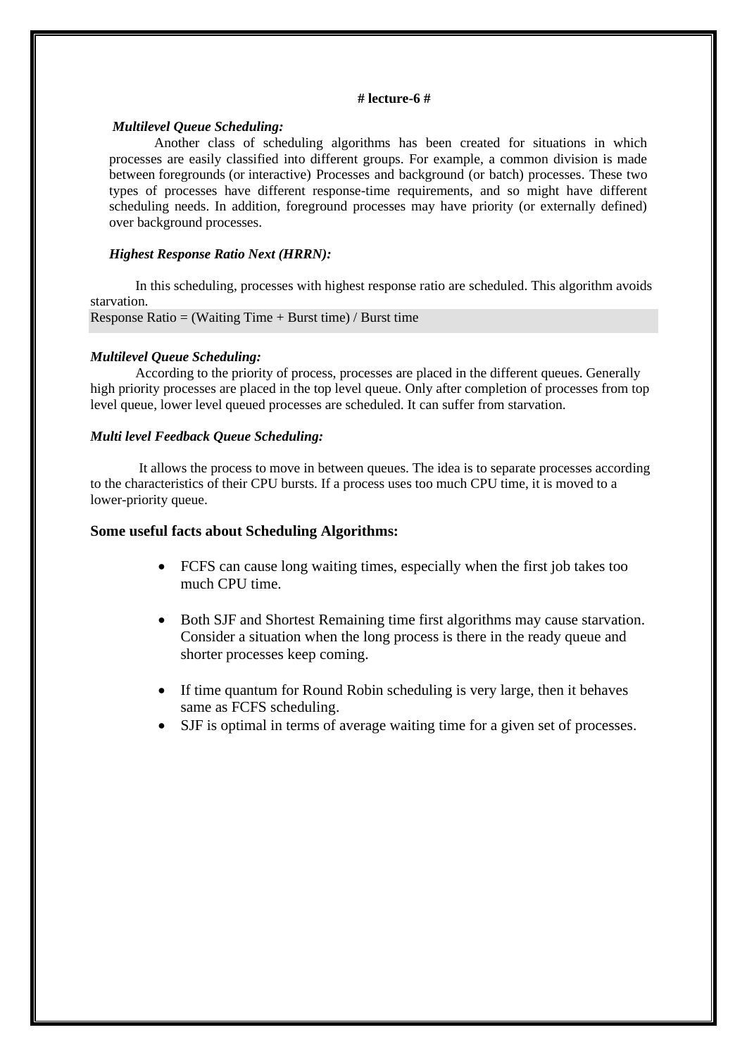**# lecture-6 #**

***Multilevel Queue Scheduling:***

Another class of scheduling algorithms has been created for situations in which processes are easily classified into different groups. For example, a common division is made between foregrounds (or interactive) Processes and background (or batch) processes. These two types of processes have different response-time requirements, and so might have different scheduling needs. In addition, foreground processes may have priority (or externally defined) over background processes.

***Highest Response Ratio Next (HRRN):***

In this scheduling, processes with highest response ratio are scheduled. This algorithm avoids starvation.

Response Ratio = (Waiting Time + Burst time) / Burst time

***Multilevel Queue Scheduling:***

According to the priority of process, processes are placed in the different queues. Generally high priority processes are placed in the top level queue. Only after completion of processes from top level queue, lower level queued processes are scheduled. It can suffer from starvation.

***Multi level Feedback Queue Scheduling:***

It allows the process to move in between queues. The idea is to separate processes according to the characteristics of their CPU bursts. If a process uses too much CPU time, it is moved to a lower-priority queue.

**Some useful facts about Scheduling Algorithms:**

- FCFS can cause long waiting times, especially when the first job takes too much CPU time.
- Both SJF and Shortest Remaining time first algorithms may cause starvation. Consider a situation when the long process is there in the ready queue and shorter processes keep coming.
- If time quantum for Round Robin scheduling is very large, then it behaves same as FCFS scheduling.
- SJF is optimal in terms of average waiting time for a given set of processes.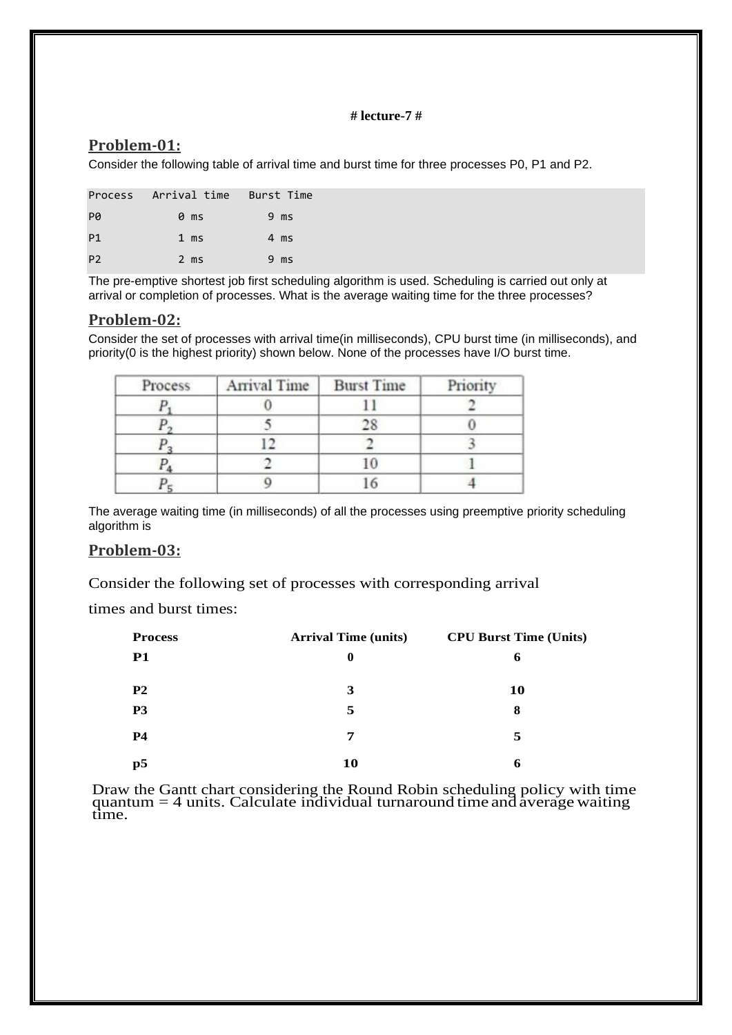# lecture-7

## Problem-01:

Consider the following table of arrival time and burst time for three processes P0, P1 and P2.

| Process | Arrival time | Burst Time |
|---|---|---|
| P0 | 0 ms | 9 ms |
| P1 | 1 ms | 4 ms |
| P2 | 2 ms | 9 ms |

The pre-emptive shortest job first scheduling algorithm is used. Scheduling is carried out only at arrival or completion of processes. What is the average waiting time for the three processes?

## Problem-02:

Consider the set of processes with arrival time(in milliseconds), CPU burst time (in milliseconds), and priority(0 is the highest priority) shown below. None of the processes have I/O burst time.

| Process | Arrival Time | Burst Time | Priority |
|---|---|---|---|
| $P_1$ | 0 | 11 | 2 |
| $P_2$ | 5 | 28 | 0 |
| $P_3$ | 12 | 2 | 3 |
| $P_4$ | 2 | 10 | 1 |
| $P_5$ | 9 | 16 | 4 |

The average waiting time (in milliseconds) of all the processes using preemptive priority scheduling algorithm is

## Problem-03:

Consider the following set of processes with corresponding arrival times and burst times:

| Process | Arrival Time (units) | CPU Burst Time (Units) |
|---|---|---|
| **P1** | **0** | **6** |
| **P2** | **3** | **10** |
| **P3** | **5** | **8** |
| **P4** | **7** | **5** |
| **p5** | **10** | **6** |

Draw the Gantt chart considering the Round Robin scheduling policy with time quantum = 4 units. Calculate individual turnaround time and average waiting time.